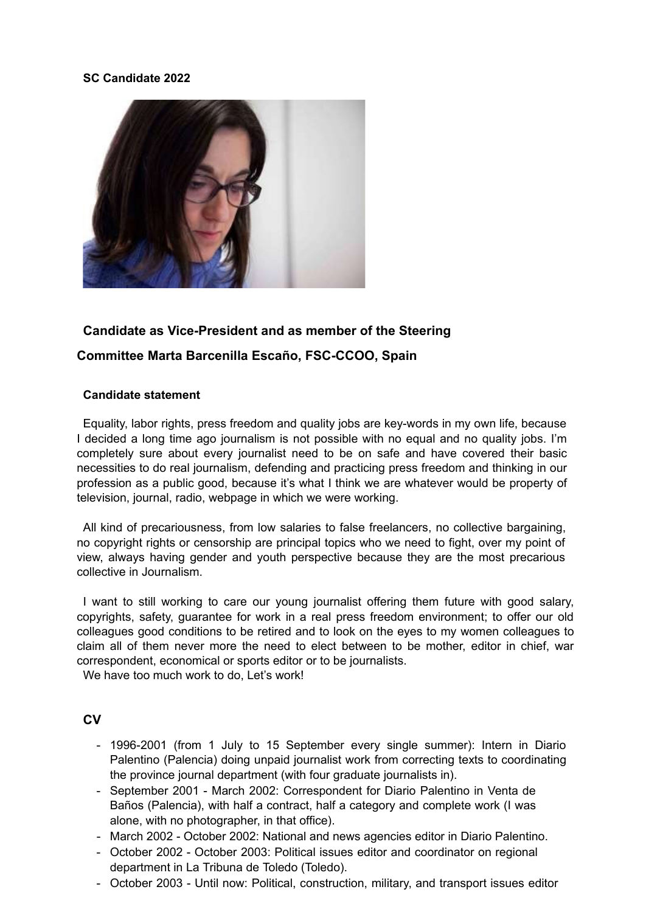**SC Candidate 2022**

## Candidate as Vice-President and as member of the Steering Committee Marta Barcenilla Escaño, FSC-CCOO, Spain

### Candidate statement

Equality, labor rights, press freedom and quality jobs are key-words in my own life, because I decided a long time ago journalism is not possible with no equal and no quality jobs. I'm completely sure about every journalist need to be on safe and have covered their basic necessities to do real journalism, defending and practicing press freedom and thinking in our profession as a public good, because it's what I think we are whatever would be property of television, journal, radio, webpage in which we were working.

All kind of precariousness, from low salaries to false freelancers, no collective bargaining, no copyright rights or censorship are principal topics who we need to fight, over my point of view, always having gender and youth perspective because they are the most precarious collective in Journalism.

I want to still working to care our young journalist offering them future with good salary, copyrights, safety, guarantee for work in a real press freedom environment; to offer our old colleagues good conditions to be retired and to look on the eyes to my women colleagues to claim all of them never more the need to elect between to be mother, editor in chief, war correspondent, economical or sports editor or to be journalists.
We have too much work to do, Let's work!

### CV

- 1996-2001 (from 1 July to 15 September every single summer): Intern in Diario Palentino (Palencia) doing unpaid journalist work from correcting texts to coordinating the province journal department (with four graduate journalists in).
- September 2001 - March 2002: Correspondent for Diario Palentino in Venta de Baños (Palencia), with half a contract, half a category and complete work (I was alone, with no photographer, in that office).
- March 2002 - October 2002: National and news agencies editor in Diario Palentino.
- October 2002 - October 2003: Political issues editor and coordinator on regional department in La Tribuna de Toledo (Toledo).
- October 2003 - Until now: Political, construction, military, and transport issues editor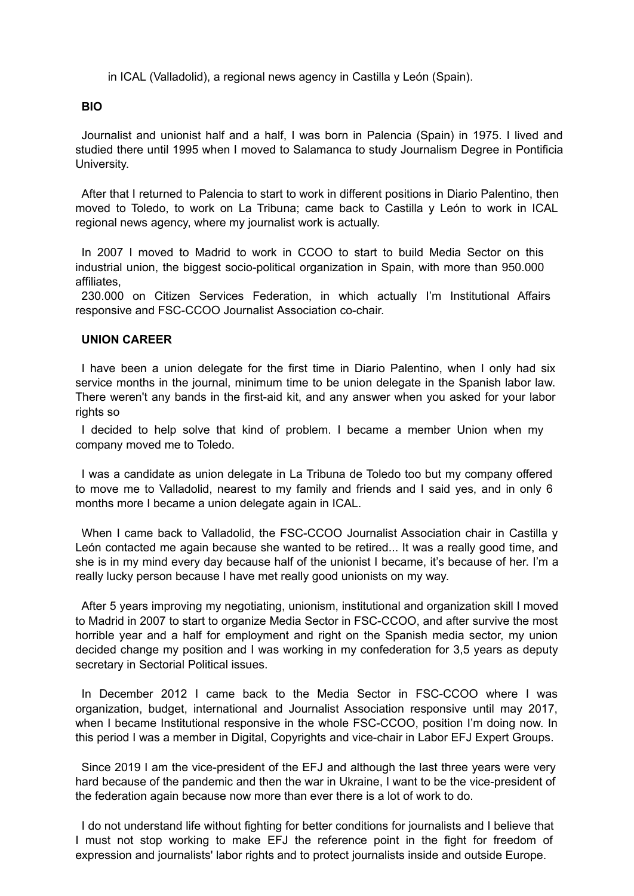in ICAL (Valladolid), a regional news agency in Castilla y León (Spain).

## BIO

Journalist and unionist half and a half, I was born in Palencia (Spain) in 1975. I lived and studied there until 1995 when I moved to Salamanca to study Journalism Degree in Pontificia University.

After that I returned to Palencia to start to work in different positions in Diario Palentino, then moved to Toledo, to work on La Tribuna; came back to Castilla y León to work in ICAL regional news agency, where my journalist work is actually.

In 2007 I moved to Madrid to work in CCOO to start to build Media Sector on this industrial union, the biggest socio-political organization in Spain, with more than 950.000 affiliates,

230.000 on Citizen Services Federation, in which actually I'm Institutional Affairs responsive and FSC-CCOO Journalist Association co-chair.

## UNION CAREER

I have been a union delegate for the first time in Diario Palentino, when I only had six service months in the journal, minimum time to be union delegate in the Spanish labor law. There weren't any bands in the first-aid kit, and any answer when you asked for your labor rights so

I decided to help solve that kind of problem. I became a member Union when my company moved me to Toledo.

I was a candidate as union delegate in La Tribuna de Toledo too but my company offered to move me to Valladolid, nearest to my family and friends and I said yes, and in only 6 months more I became a union delegate again in ICAL.

When I came back to Valladolid, the FSC-CCOO Journalist Association chair in Castilla y León contacted me again because she wanted to be retired... It was a really good time, and she is in my mind every day because half of the unionist I became, it's because of her. I'm a really lucky person because I have met really good unionists on my way.

After 5 years improving my negotiating, unionism, institutional and organization skill I moved to Madrid in 2007 to start to organize Media Sector in FSC-CCOO, and after survive the most horrible year and a half for employment and right on the Spanish media sector, my union decided change my position and I was working in my confederation for 3,5 years as deputy secretary in Sectorial Political issues.

In December 2012 I came back to the Media Sector in FSC-CCOO where I was organization, budget, international and Journalist Association responsive until may 2017, when I became Institutional responsive in the whole FSC-CCOO, position I'm doing now. In this period I was a member in Digital, Copyrights and vice-chair in Labor EFJ Expert Groups.

Since 2019 I am the vice-president of the EFJ and although the last three years were very hard because of the pandemic and then the war in Ukraine, I want to be the vice-president of the federation again because now more than ever there is a lot of work to do.

I do not understand life without fighting for better conditions for journalists and I believe that I must not stop working to make EFJ the reference point in the fight for freedom of expression and journalists' labor rights and to protect journalists inside and outside Europe.